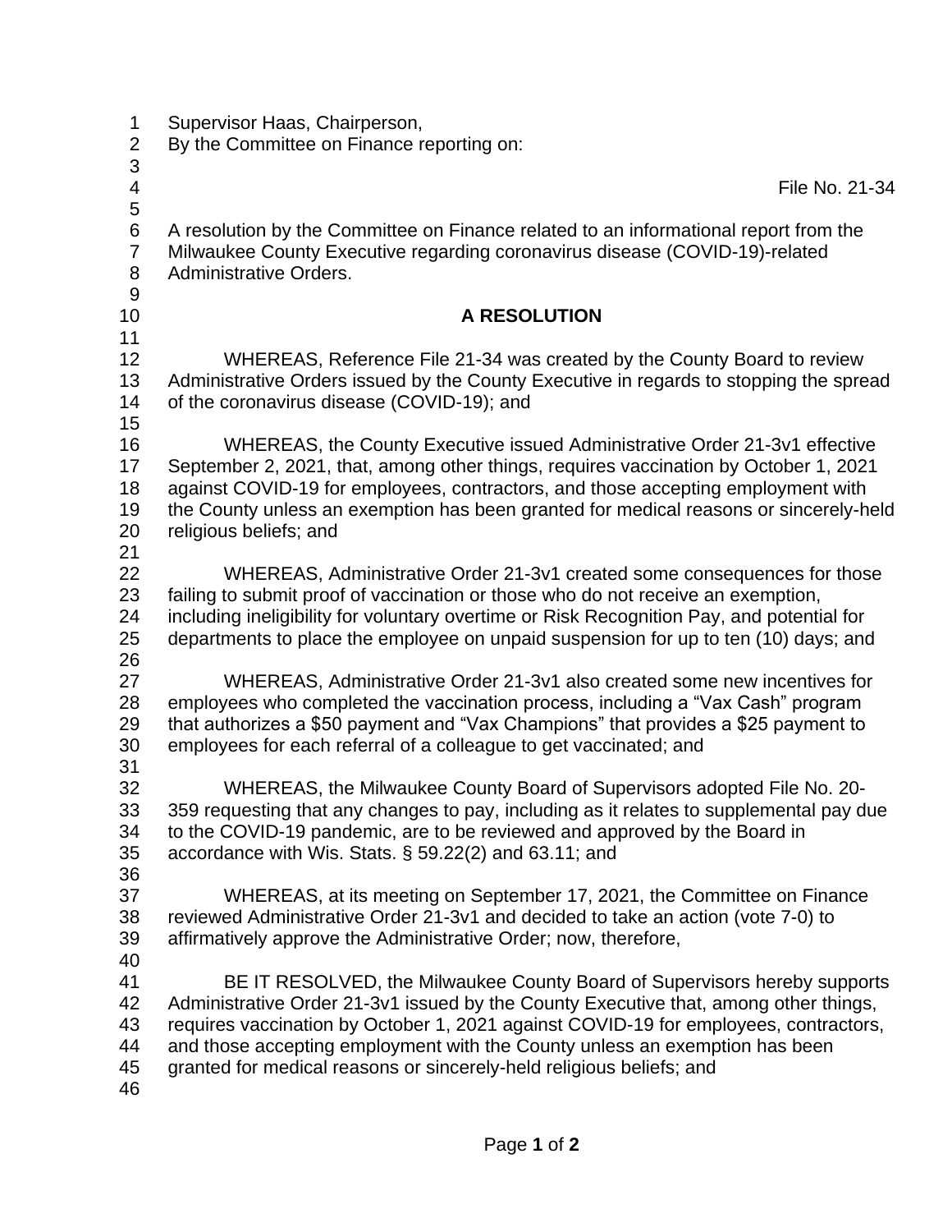Supervisor Haas, Chairperson,
By the Committee on Finance reporting on:

File No. 21-34

A resolution by the Committee on Finance related to an informational report from the Milwaukee County Executive regarding coronavirus disease (COVID-19)-related Administrative Orders.

## A RESOLUTION

WHEREAS, Reference File 21-34 was created by the County Board to review Administrative Orders issued by the County Executive in regards to stopping the spread of the coronavirus disease (COVID-19); and

WHEREAS, the County Executive issued Administrative Order 21-3v1 effective September 2, 2021, that, among other things, requires vaccination by October 1, 2021 against COVID-19 for employees, contractors, and those accepting employment with the County unless an exemption has been granted for medical reasons or sincerely-held religious beliefs; and

WHEREAS, Administrative Order 21-3v1 created some consequences for those failing to submit proof of vaccination or those who do not receive an exemption, including ineligibility for voluntary overtime or Risk Recognition Pay, and potential for departments to place the employee on unpaid suspension for up to ten (10) days; and

WHEREAS, Administrative Order 21-3v1 also created some new incentives for employees who completed the vaccination process, including a “Vax Cash” program that authorizes a $50 payment and “Vax Champions” that provides a $25 payment to employees for each referral of a colleague to get vaccinated; and

WHEREAS, the Milwaukee County Board of Supervisors adopted File No. 20-359 requesting that any changes to pay, including as it relates to supplemental pay due to the COVID-19 pandemic, are to be reviewed and approved by the Board in accordance with Wis. Stats. § 59.22(2) and 63.11; and

WHEREAS, at its meeting on September 17, 2021, the Committee on Finance reviewed Administrative Order 21-3v1 and decided to take an action (vote 7-0) to affirmatively approve the Administrative Order; now, therefore,

BE IT RESOLVED, the Milwaukee County Board of Supervisors hereby supports Administrative Order 21-3v1 issued by the County Executive that, among other things, requires vaccination by October 1, 2021 against COVID-19 for employees, contractors, and those accepting employment with the County unless an exemption has been granted for medical reasons or sincerely-held religious beliefs; and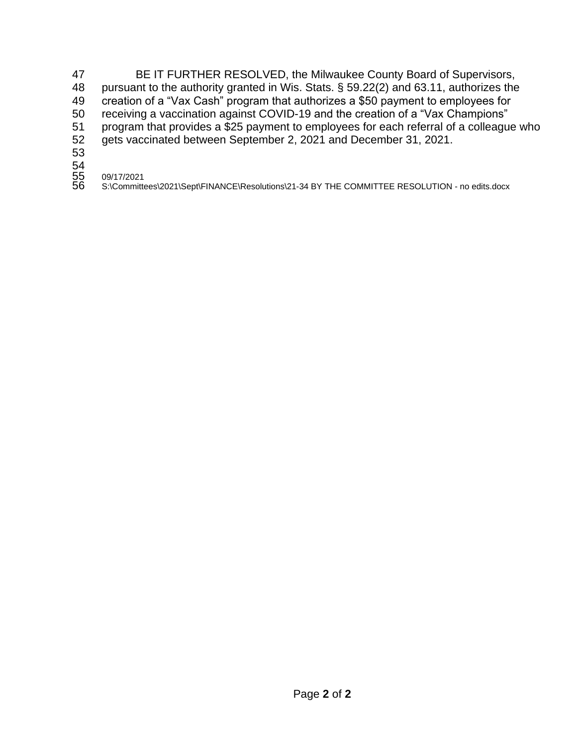BE IT FURTHER RESOLVED, the Milwaukee County Board of Supervisors, pursuant to the authority granted in Wis. Stats. § 59.22(2) and 63.11, authorizes the creation of a "Vax Cash" program that authorizes a $50 payment to employees for receiving a vaccination against COVID-19 and the creation of a "Vax Champions" program that provides a $25 payment to employees for each referral of a colleague who gets vaccinated between September 2, 2021 and December 31, 2021.

09/17/2021
S:\Committees\2021\Sept\FINANCE\Resolutions\21-34 BY THE COMMITTEE RESOLUTION - no edits.docx